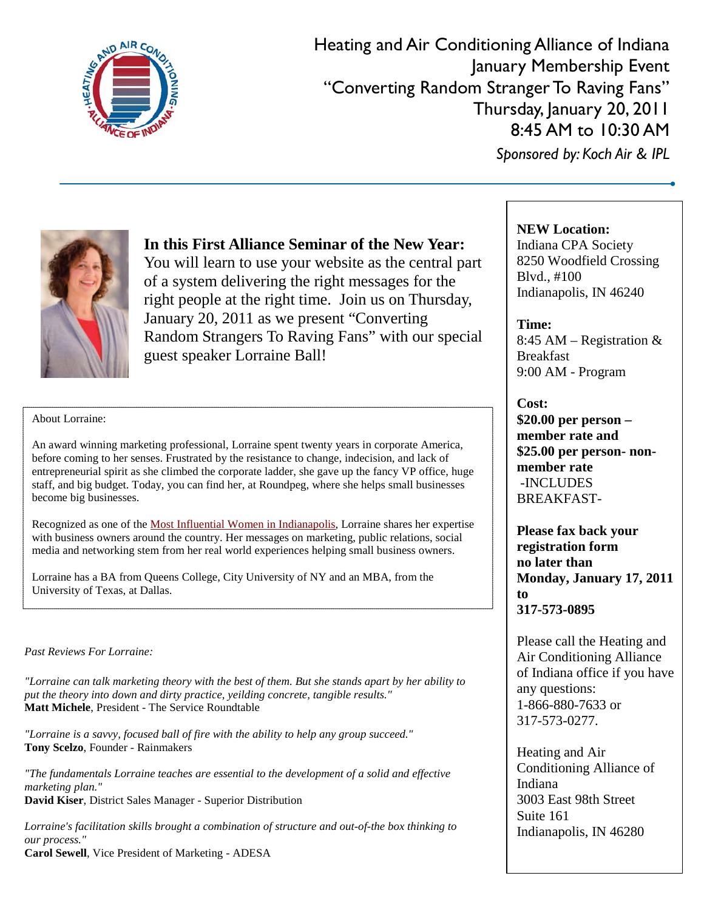# Heating and Air Conditioning Alliance of Indiana

## January Membership Event

## "Converting Random Stranger To Raving Fans"

**Thursday, January 20, 2011**

**8:45 AM to 10:30 AM**

*Sponsored by: Koch Air & IPL*

---

**In this First Alliance Seminar of the New Year:**
You will learn to use your website as the central part of a system delivering the right messages for the right people at the right time. Join us on Thursday, January 20, 2011 as we present "Converting Random Strangers To Raving Fans" with our special guest speaker Lorraine Ball!

About Lorraine:

An award winning marketing professional, Lorraine spent twenty years in corporate America, before coming to her senses. Frustrated by the resistance to change, indecision, and lack of entrepreneurial spirit as she climbed the corporate ladder, she gave up the fancy VP office, huge staff, and big budget. Today, you can find her, at Roundpeg, where she helps small businesses become big businesses.

Recognized as one of the Most Influential Women in Indianapolis, Lorraine shares her expertise with business owners around the country. Her messages on marketing, public relations, social media and networking stem from her real world experiences helping small business owners.

Lorraine has a BA from Queens College, City University of NY and an MBA, from the University of Texas, at Dallas.

*Past Reviews For Lorraine:*

*"Lorraine can talk marketing theory with the best of them. But she stands apart by her ability to put the theory into down and dirty practice, yeilding concrete, tangible results."*
**Matt Michele**, President - The Service Roundtable

*"Lorraine is a savvy, focused ball of fire with the ability to help any group succeed."*
**Tony Scelzo**, Founder - Rainmakers

*"The fundamentals Lorraine teaches are essential to the development of a solid and effective marketing plan."*
**David Kiser**, District Sales Manager - Superior Distribution

*Lorraine's facilitation skills brought a combination of structure and out-of-the box thinking to our process."*
**Carol Sewell**, Vice President of Marketing - ADESA

---

**NEW Location:**
Indiana CPA Society
8250 Woodfield Crossing Blvd., #100
Indianapolis, IN 46240

**Time:**
8:45 AM – Registration & Breakfast
9:00 AM - Program

**Cost:**
**$20.00 per person – member rate and $25.00 per person- non-member rate**
-INCLUDES BREAKFAST-

**Please fax back your registration form no later than Monday, January 17, 2011 to 317-573-0895**

Please call the Heating and Air Conditioning Alliance of Indiana office if you have any questions:
1-866-880-7633 or 317-573-0277.

Heating and Air Conditioning Alliance of Indiana
3003 East 98th Street
Suite 161
Indianapolis, IN 46280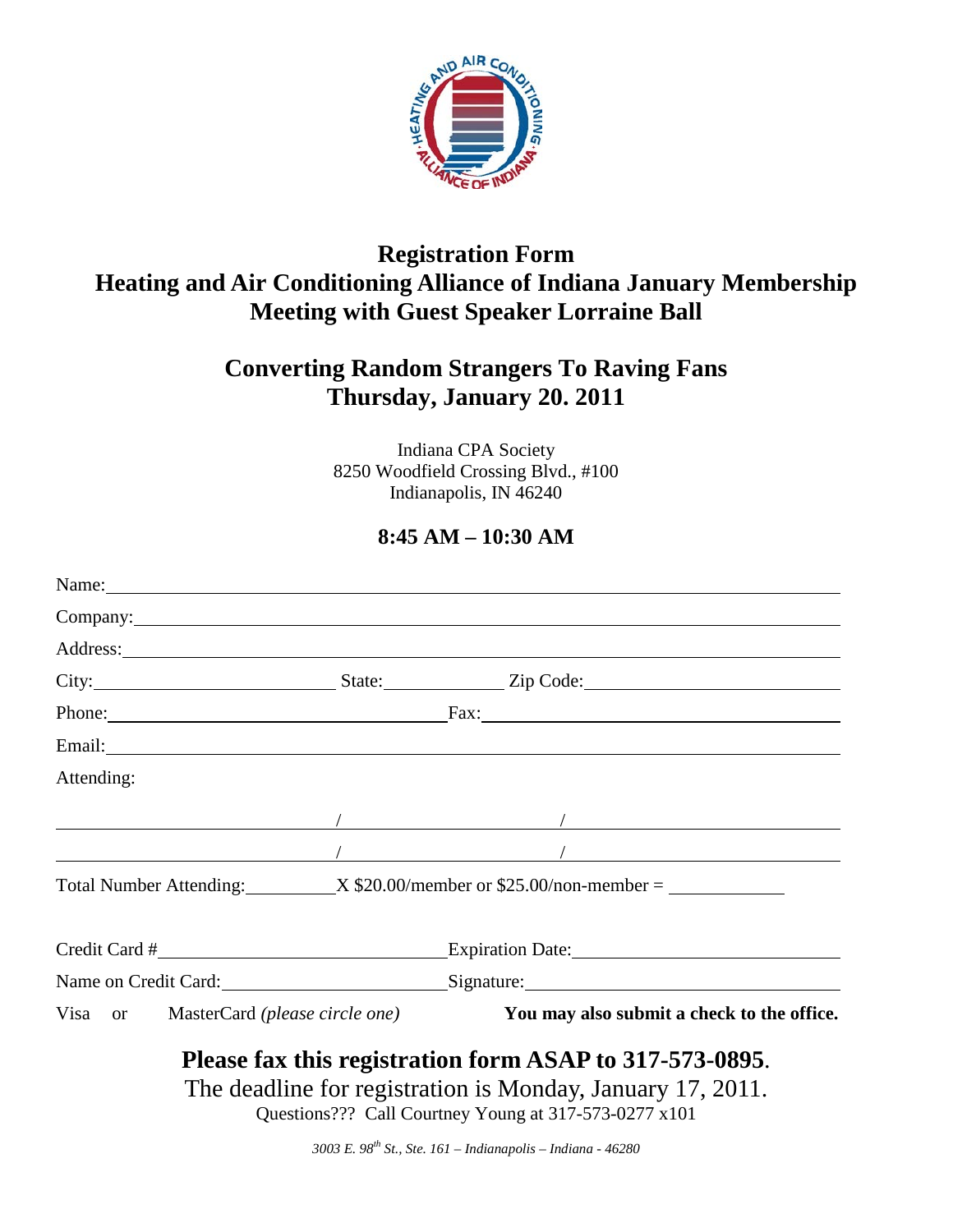# Registration Form

## Heating and Air Conditioning Alliance of Indiana January Membership Meeting with Guest Speaker Lorraine Ball

## Converting Random Strangers To Raving Fans
## Thursday, January 20. 2011

Indiana CPA Society
8250 Woodfield Crossing Blvd., #100
Indianapolis, IN 46240

**8:45 AM – 10:30 AM**

Name: ____________________________________________

Company: ____________________________________________

Address: ____________________________________________

City: ____________________ State: __________ Zip Code: ____________________

Phone: ____________________________ Fax: ____________________________

Email: ____________________________________________

Attending:

____________________ / ____________________ / ____________________

____________________ / ____________________ / ____________________

Total Number Attending: ________ X $20.00/member or $25.00/non-member = __________

Credit Card # ____________________________ Expiration Date: ____________________

Name on Credit Card: ____________________ Signature: ____________________

Visa or MasterCard *(please circle one)* **You may also submit a check to the office.**

**Please fax this registration form ASAP to 317-573-0895.**

The deadline for registration is Monday, January 17, 2011.

Questions??? Call Courtney Young at 317-573-0277 x101

*3003 E. 98th St., Ste. 161 – Indianapolis – Indiana - 46280*